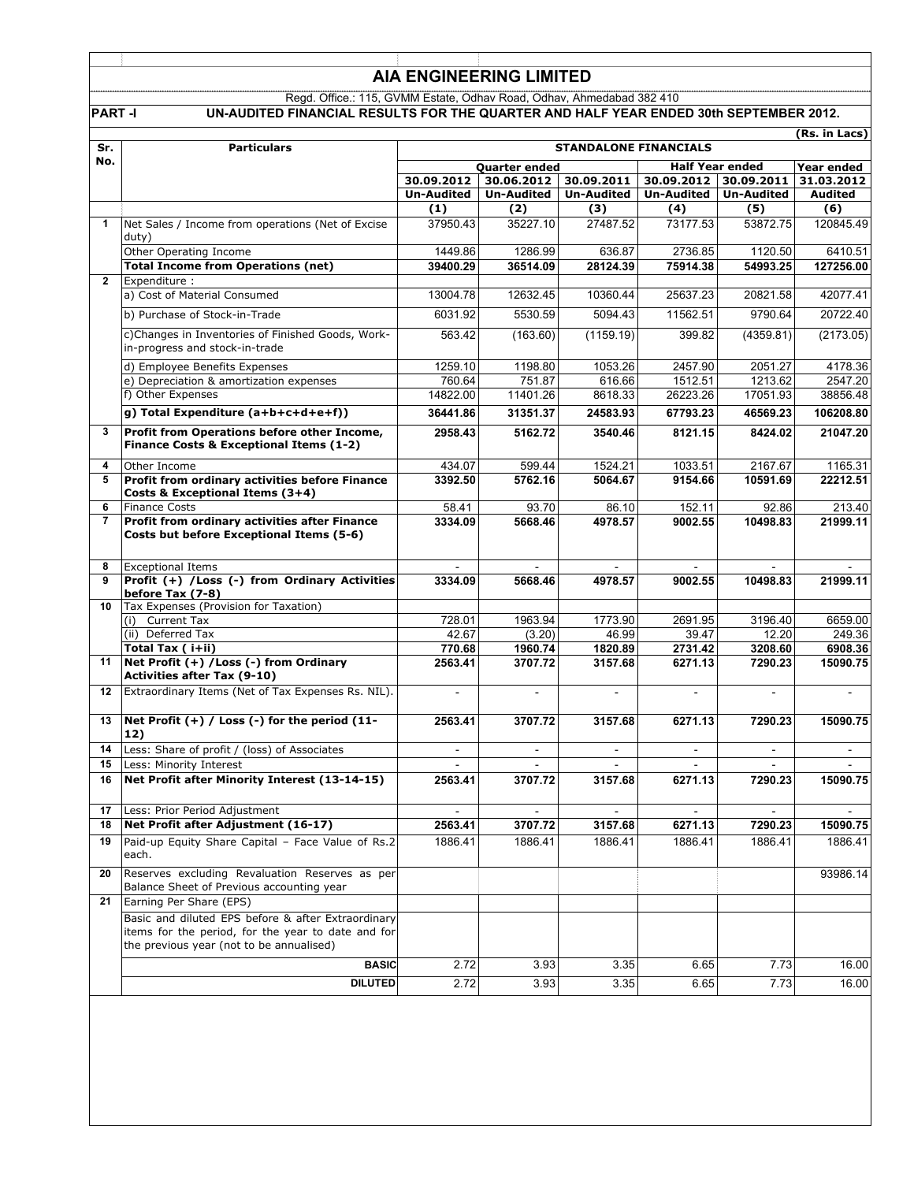# AIA ENGINEERING LIMITED

Regd. Office.: 115, GVMM Estate, Odhav Road, Odhav, Ahmedabad 382 410

**PART -I UN-AUDITED FINANCIAL RESULTS FOR THE QUARTER AND HALF YEAR ENDED 30th SEPTEMBER 2012.**

(Rs. in Lacs)

| Sr. No. | Particulars | STANDALONE FINANCIALS | | | | | |
|---|---|---|---|---|---|---|---|
| | | Quarter ended | | | Half Year ended | | Year ended |
| | | 30.09.2012 | 30.06.2012 | 30.09.2011 | 30.09.2012 | 30.09.2011 | 31.03.2012 |
| | | Un-Audited | Un-Audited | Un-Audited | Un-Audited | Un-Audited | Audited |
| | | (1) | (2) | (3) | (4) | (5) | (6) |
| 1 | Net Sales / Income from operations (Net of Excise duty) | 37950.43 | 35227.10 | 27487.52 | 73177.53 | 53872.75 | 120845.49 |
| | Other Operating Income | 1449.86 | 1286.99 | 636.87 | 2736.85 | 1120.50 | 6410.51 |
| | **Total Income from Operations (net)** | **39400.29** | **36514.09** | **28124.39** | **75914.38** | **54993.25** | **127256.00** |
| 2 | Expenditure : | | | | | | |
| | a) Cost of Material Consumed | 13004.78 | 12632.45 | 10360.44 | 25637.23 | 20821.58 | 42077.41 |
| | b) Purchase of Stock-in-Trade | 6031.92 | 5530.59 | 5094.43 | 11562.51 | 9790.64 | 20722.40 |
| | c)Changes in Inventories of Finished Goods, Work-in-progress and stock-in-trade | 563.42 | (163.60) | (1159.19) | 399.82 | (4359.81) | (2173.05) |
| | d) Employee Benefits Expenses | 1259.10 | 1198.80 | 1053.26 | 2457.90 | 2051.27 | 4178.36 |
| | e) Depreciation & amortization expenses | 760.64 | 751.87 | 616.66 | 1512.51 | 1213.62 | 2547.20 |
| | f) Other Expenses | 14822.00 | 11401.26 | 8618.33 | 26223.26 | 17051.93 | 38856.48 |
| | **g) Total Expenditure (a+b+c+d+e+f))** | **36441.86** | **31351.37** | **24583.93** | **67793.23** | **46569.23** | **106208.80** |
| 3 | **Profit from Operations before other Income, Finance Costs & Exceptional Items (1-2)** | **2958.43** | **5162.72** | **3540.46** | **8121.15** | **8424.02** | **21047.20** |
| 4 | Other Income | 434.07 | 599.44 | 1524.21 | 1033.51 | 2167.67 | 1165.31 |
| 5 | **Profit from ordinary activities before Finance Costs & Exceptional Items (3+4)** | **3392.50** | **5762.16** | **5064.67** | **9154.66** | **10591.69** | **22212.51** |
| 6 | Finance Costs | 58.41 | 93.70 | 86.10 | 152.11 | 92.86 | 213.40 |
| 7 | **Profit from ordinary activities after Finance Costs but before Exceptional Items (5-6)** | **3334.09** | **5668.46** | **4978.57** | **9002.55** | **10498.83** | **21999.11** |
| 8 | Exceptional Items | - | - | - | - | - | - |
| 9 | **Profit (+) /Loss (-) from Ordinary Activities before Tax (7-8)** | **3334.09** | **5668.46** | **4978.57** | **9002.55** | **10498.83** | **21999.11** |
| 10 | Tax Expenses (Provision for Taxation) | | | | | | |
| | (i) Current Tax | 728.01 | 1963.94 | 1773.90 | 2691.95 | 3196.40 | 6659.00 |
| | (ii) Deferred Tax | 42.67 | (3.20) | 46.99 | 39.47 | 12.20 | 249.36 |
| | **Total Tax ( i+ii)** | **770.68** | **1960.74** | **1820.89** | **2731.42** | **3208.60** | **6908.36** |
| 11 | **Net Profit (+) /Loss (-) from Ordinary Activities after Tax (9-10)** | **2563.41** | **3707.72** | **3157.68** | **6271.13** | **7290.23** | **15090.75** |
| 12 | Extraordinary Items (Net of Tax Expenses Rs. NIL). | - | - | - | - | - | - |
| 13 | **Net Profit (+) / Loss (-) for the period (11-12)** | **2563.41** | **3707.72** | **3157.68** | **6271.13** | **7290.23** | **15090.75** |
| 14 | Less: Share of profit / (loss) of Associates | - | - | - | - | - | - |
| 15 | Less: Minority Interest | - | - | - | - | - | - |
| 16 | **Net Profit after Minority Interest (13-14-15)** | **2563.41** | **3707.72** | **3157.68** | **6271.13** | **7290.23** | **15090.75** |
| 17 | Less: Prior Period Adjustment | - | - | - | - | - | - |
| 18 | **Net Profit after Adjustment (16-17)** | **2563.41** | **3707.72** | **3157.68** | **6271.13** | **7290.23** | **15090.75** |
| 19 | Paid-up Equity Share Capital – Face Value of Rs.2 each. | 1886.41 | 1886.41 | 1886.41 | 1886.41 | 1886.41 | 1886.41 |
| 20 | Reserves excluding Revaluation Reserves as per Balance Sheet of Previous accounting year | | | | | | 93986.14 |
| 21 | Earning Per Share (EPS) | | | | | | |
| | Basic and diluted EPS before & after Extraordinary items for the period, for the year to date and for the previous year (not to be annualised) | | | | | | |
| | **BASIC** | 2.72 | 3.93 | 3.35 | 6.65 | 7.73 | 16.00 |
| | **DILUTED** | 2.72 | 3.93 | 3.35 | 6.65 | 7.73 | 16.00 |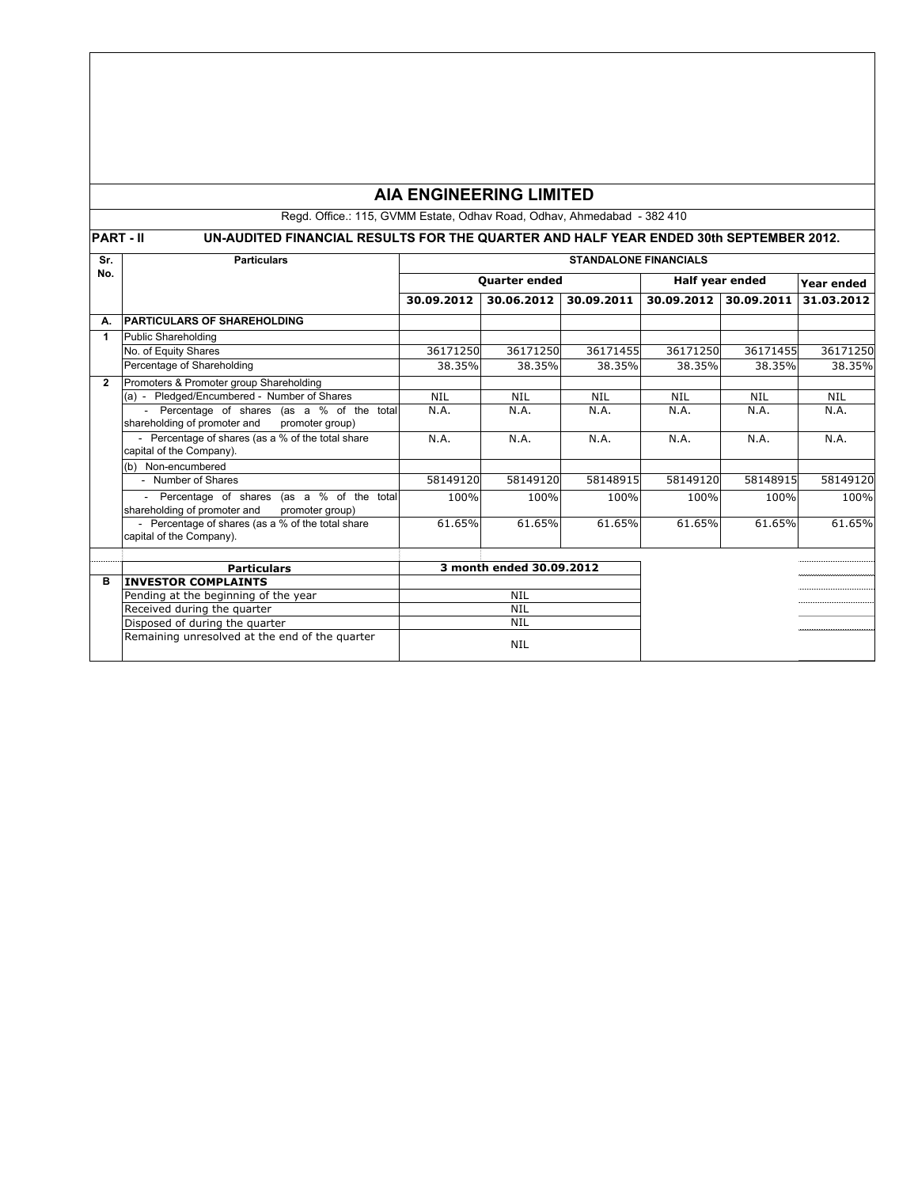# AIA ENGINEERING LIMITED

Regd. Office.: 115, GVMM Estate, Odhav Road, Odhav, Ahmedabad - 382 410

**PART - II UN-AUDITED FINANCIAL RESULTS FOR THE QUARTER AND HALF YEAR ENDED 30th SEPTEMBER 2012.**

| Sr. No. | Particulars | STANDALONE FINANCIALS | | | | | |
|---|---|---|---|---|---|---|---|
| | | Quarter ended | | | Half year ended | | Year ended |
| | | 30.09.2012 | 30.06.2012 | 30.09.2011 | 30.09.2012 | 30.09.2011 | 31.03.2012 |
| A. | PARTICULARS OF SHAREHOLDING | | | | | | |
| 1 | Public Shareholding | | | | | | |
| | No. of Equity Shares | 36171250 | 36171250 | 36171455 | 36171250 | 36171455 | 36171250 |
| | Percentage of Shareholding | 38.35% | 38.35% | 38.35% | 38.35% | 38.35% | 38.35% |
| 2 | Promoters & Promoter group Shareholding | | | | | | |
| | (a) - Pledged/Encumbered - Number of Shares | NIL | NIL | NIL | NIL | NIL | NIL |
| | - Percentage of shares (as a % of the total shareholding of promoter and promoter group) | N.A. | N.A. | N.A. | N.A. | N.A. | N.A. |
| | - Percentage of shares (as a % of the total share capital of the Company). | N.A. | N.A. | N.A. | N.A. | N.A. | N.A. |
| | (b) Non-encumbered | | | | | | |
| | - Number of Shares | 58149120 | 58149120 | 58148915 | 58149120 | 58148915 | 58149120 |
| | - Percentage of shares (as a % of the total shareholding of promoter and promoter group) | 100% | 100% | 100% | 100% | 100% | 100% |
| | - Percentage of shares (as a % of the total share capital of the Company). | 61.65% | 61.65% | 61.65% | 61.65% | 61.65% | 61.65% |

| | Particulars | 3 month ended 30.09.2012 |
|---|---|---|
| B | INVESTOR COMPLAINTS | |
| | Pending at the beginning of the year | NIL |
| | Received during the quarter | NIL |
| | Disposed of during the quarter | NIL |
| | Remaining unresolved at the end of the quarter | NIL |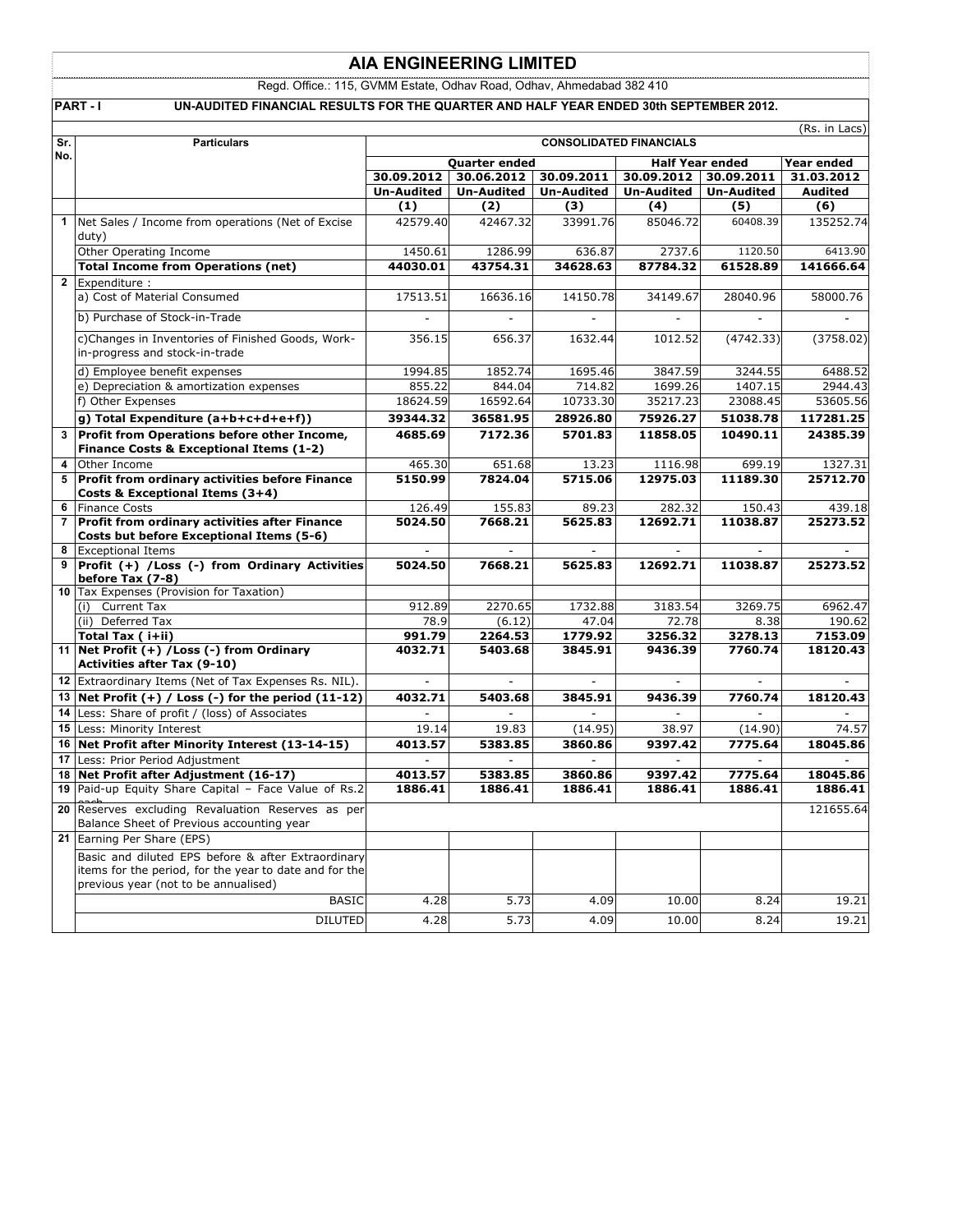# AIA ENGINEERING LIMITED

Regd. Office.: 115, GVMM Estate, Odhav Road, Odhav, Ahmedabad 382 410

**PART - I UN-AUDITED FINANCIAL RESULTS FOR THE QUARTER AND HALF YEAR ENDED 30th SEPTEMBER 2012.**

(Rs. in Lacs)

| Sr. No. | Particulars | CONSOLIDATED FINANCIALS | | | | | |
|---|---|---|---|---|---|---|---|
| | | Quarter ended | | | Half Year ended | | Year ended |
| | | 30.09.2012 | 30.06.2012 | 30.09.2011 | 30.09.2012 | 30.09.2011 | 31.03.2012 |
| | | Un-Audited | Un-Audited | Un-Audited | Un-Audited | Un-Audited | Audited |
| | | (1) | (2) | (3) | (4) | (5) | (6) |
| 1 | Net Sales / Income from operations (Net of Excise duty) | 42579.40 | 42467.32 | 33991.76 | 85046.72 | 60408.39 | 135252.74 |
| | Other Operating Income | 1450.61 | 1286.99 | 636.87 | 2737.6 | 1120.50 | 6413.90 |
| | **Total Income from Operations (net)** | **44030.01** | **43754.31** | **34628.63** | **87784.32** | **61528.89** | **141666.64** |
| 2 | Expenditure : | | | | | | |
| | a) Cost of Material Consumed | 17513.51 | 16636.16 | 14150.78 | 34149.67 | 28040.96 | 58000.76 |
| | b) Purchase of Stock-in-Trade | - | - | - | - | - | - |
| | c)Changes in Inventories of Finished Goods, Work-in-progress and stock-in-trade | 356.15 | 656.37 | 1632.44 | 1012.52 | (4742.33) | (3758.02) |
| | d) Employee benefit expenses | 1994.85 | 1852.74 | 1695.46 | 3847.59 | 3244.55 | 6488.52 |
| | e) Depreciation & amortization expenses | 855.22 | 844.04 | 714.82 | 1699.26 | 1407.15 | 2944.43 |
| | f) Other Expenses | 18624.59 | 16592.64 | 10733.30 | 35217.23 | 23088.45 | 53605.56 |
| | **g) Total Expenditure (a+b+c+d+e+f))** | **39344.32** | **36581.95** | **28926.80** | **75926.27** | **51038.78** | **117281.25** |
| 3 | **Profit from Operations before other Income, Finance Costs & Exceptional Items (1-2)** | **4685.69** | **7172.36** | **5701.83** | **11858.05** | **10490.11** | **24385.39** |
| 4 | Other Income | 465.30 | 651.68 | 13.23 | 1116.98 | 699.19 | 1327.31 |
| 5 | **Profit from ordinary activities before Finance Costs & Exceptional Items (3+4)** | **5150.99** | **7824.04** | **5715.06** | **12975.03** | **11189.30** | **25712.70** |
| 6 | Finance Costs | 126.49 | 155.83 | 89.23 | 282.32 | 150.43 | 439.18 |
| 7 | **Profit from ordinary activities after Finance Costs but before Exceptional Items (5-6)** | **5024.50** | **7668.21** | **5625.83** | **12692.71** | **11038.87** | **25273.52** |
| 8 | Exceptional Items | - | - | - | - | - | - |
| 9 | **Profit (+) /Loss (-) from Ordinary Activities before Tax (7-8)** | **5024.50** | **7668.21** | **5625.83** | **12692.71** | **11038.87** | **25273.52** |
| 10 | Tax Expenses (Provision for Taxation) | | | | | | |
| | (i) Current Tax | 912.89 | 2270.65 | 1732.88 | 3183.54 | 3269.75 | 6962.47 |
| | (ii) Deferred Tax | 78.9 | (6.12) | 47.04 | 72.78 | 8.38 | 190.62 |
| | **Total Tax ( i+ii)** | **991.79** | **2264.53** | **1779.92** | **3256.32** | **3278.13** | **7153.09** |
| 11 | **Net Profit (+) /Loss (-) from Ordinary Activities after Tax (9-10)** | **4032.71** | **5403.68** | **3845.91** | **9436.39** | **7760.74** | **18120.43** |
| 12 | Extraordinary Items (Net of Tax Expenses Rs. NIL). | - | - | - | - | - | - |
| 13 | **Net Profit (+) / Loss (-) for the period (11-12)** | **4032.71** | **5403.68** | **3845.91** | **9436.39** | **7760.74** | **18120.43** |
| 14 | Less: Share of profit / (loss) of Associates | - | - | - | - | - | - |
| 15 | Less: Minority Interest | 19.14 | 19.83 | (14.95) | 38.97 | (14.90) | 74.57 |
| 16 | **Net Profit after Minority Interest (13-14-15)** | **4013.57** | **5383.85** | **3860.86** | **9397.42** | **7775.64** | **18045.86** |
| 17 | Less: Prior Period Adjustment | - | - | - | - | - | - |
| 18 | **Net Profit after Adjustment (16-17)** | **4013.57** | **5383.85** | **3860.86** | **9397.42** | **7775.64** | **18045.86** |
| 19 | Paid-up Equity Share Capital – Face Value of Rs.2 each | **1886.41** | **1886.41** | **1886.41** | **1886.41** | **1886.41** | **1886.41** |
| 20 | Reserves excluding Revaluation Reserves as per Balance Sheet of Previous accounting year | | | | | | 121655.64 |
| 21 | Earning Per Share (EPS) | | | | | | |
| | Basic and diluted EPS before & after Extraordinary items for the period, for the year to date and for the previous year (not to be annualised) | | | | | | |
| | BASIC | 4.28 | 5.73 | 4.09 | 10.00 | 8.24 | 19.21 |
| | DILUTED | 4.28 | 5.73 | 4.09 | 10.00 | 8.24 | 19.21 |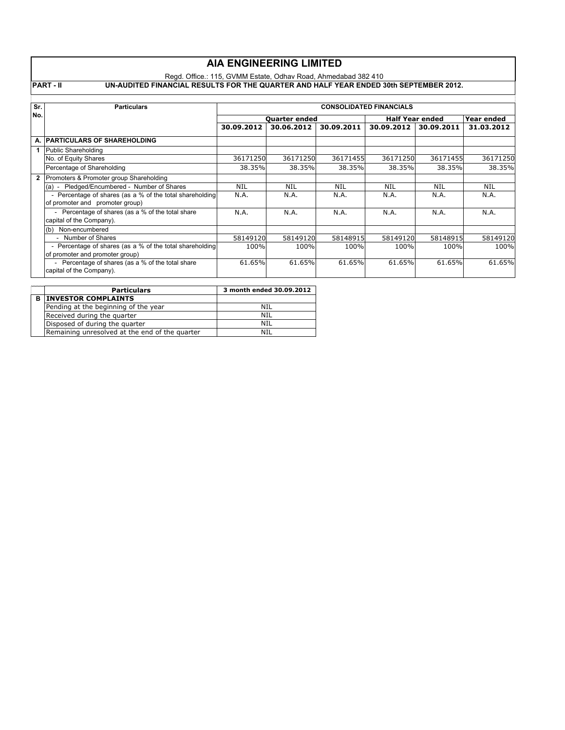# AIA ENGINEERING LIMITED

Regd. Office.: 115, GVMM Estate, Odhav Road, Ahmedabad 382 410

**PART - II** **UN-AUDITED FINANCIAL RESULTS FOR THE QUARTER AND HALF YEAR ENDED 30th SEPTEMBER 2012.**

| Sr. No. | Particulars | CONSOLIDATED FINANCIALS | | | | | |
|---|---|---|---|---|---|---|---|
| | | Quarter ended | | | Half Year ended | | Year ended |
| | | 30.09.2012 | 30.06.2012 | 30.09.2011 | 30.09.2012 | 30.09.2011 | 31.03.2012 |
| A. | **PARTICULARS OF SHAREHOLDING** | | | | | | |
| 1 | Public Shareholding | | | | | | |
| | No. of Equity Shares | 36171250 | 36171250 | 36171455 | 36171250 | 36171455 | 36171250 |
| | Percentage of Shareholding | 38.35% | 38.35% | 38.35% | 38.35% | 38.35% | 38.35% |
| 2 | Promoters & Promoter group Shareholding | | | | | | |
| | (a) - Pledged/Encumbered - Number of Shares | NIL | NIL | NIL | NIL | NIL | NIL |
| | - Percentage of shares (as a % of the total shareholding of promoter and promoter group) | N.A. | N.A. | N.A. | N.A. | N.A. | N.A. |
| | - Percentage of shares (as a % of the total share capital of the Company). | N.A. | N.A. | N.A. | N.A. | N.A. | N.A. |
| | (b) Non-encumbered | | | | | | |
| | - Number of Shares | 58149120 | 58149120 | 58148915 | 58149120 | 58148915 | 58149120 |
| | - Percentage of shares (as a % of the total shareholding of promoter and promoter group) | 100% | 100% | 100% | 100% | 100% | 100% |
| | - Percentage of shares (as a % of the total share capital of the Company). | 61.65% | 61.65% | 61.65% | 61.65% | 61.65% | 61.65% |

| | Particulars | 3 month ended 30.09.2012 |
|---|---|---|
| B | **INVESTOR COMPLAINTS** | |
| | Pending at the beginning of the year | NIL |
| | Received during the quarter | NIL |
| | Disposed of during the quarter | NIL |
| | Remaining unresolved at the end of the quarter | NIL |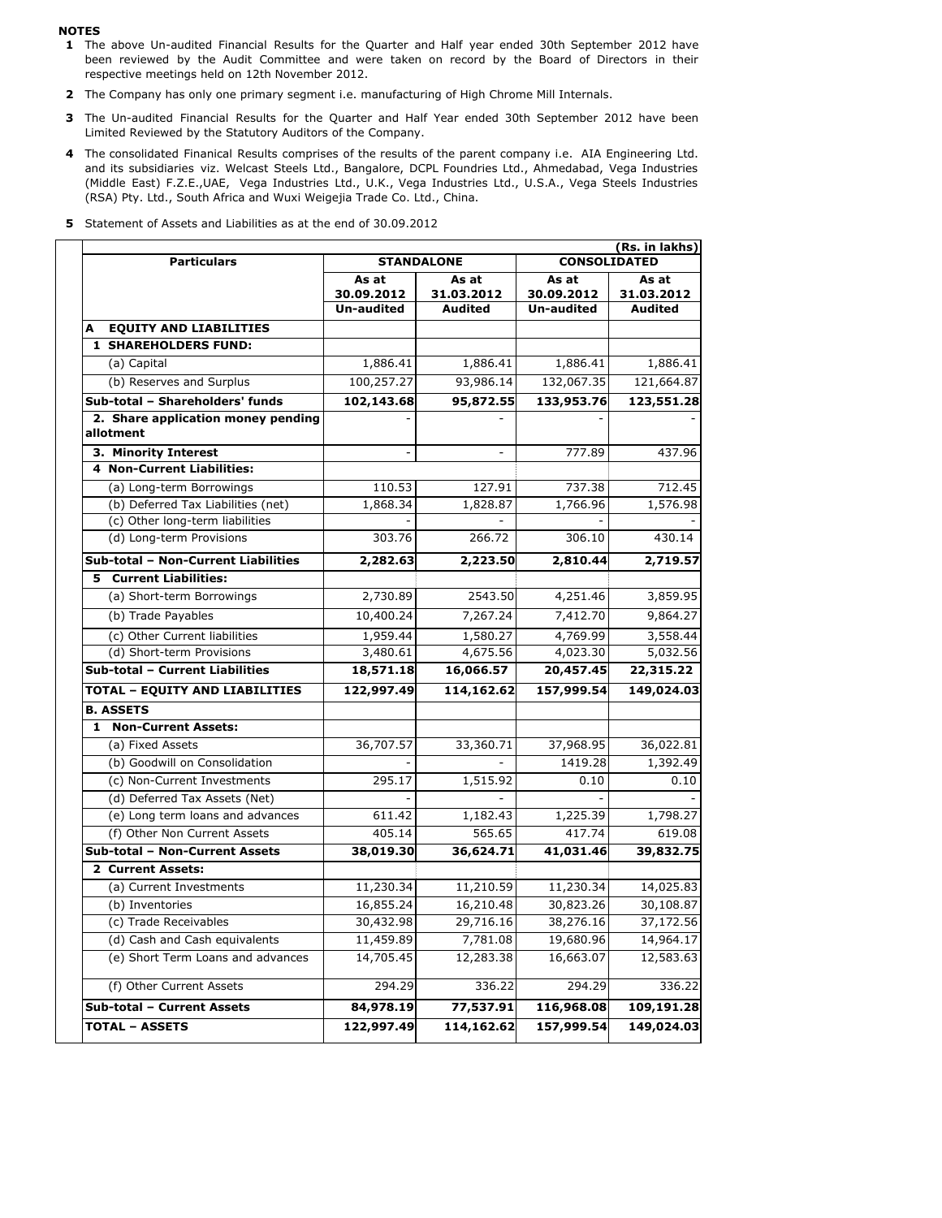**NOTES**

1. The above Un-audited Financial Results for the Quarter and Half year ended 30th September 2012 have been reviewed by the Audit Committee and were taken on record by the Board of Directors in their respective meetings held on 12th November 2012.
2. The Company has only one primary segment i.e. manufacturing of High Chrome Mill Internals.
3. The Un-audited Financial Results for the Quarter and Half Year ended 30th September 2012 have been Limited Reviewed by the Statutory Auditors of the Company.
4. The consolidated Finanical Results comprises of the results of the parent company i.e. AIA Engineering Ltd. and its subsidiaries viz. Welcast Steels Ltd., Bangalore, DCPL Foundries Ltd., Ahmedabad, Vega Industries (Middle East) F.Z.E.,UAE, Vega Industries Ltd., U.K., Vega Industries Ltd., U.S.A., Vega Steels Industries (RSA) Pty. Ltd., South Africa and Wuxi Weigejia Trade Co. Ltd., China.
5. Statement of Assets and Liabilities as at the end of 30.09.2012

(Rs. in lakhs)

| Particulars | STANDALONE | | CONSOLIDATED | |
|---|---|---|---|---|
| | As at 30.09.2012 | As at 31.03.2012 | As at 30.09.2012 | As at 31.03.2012 |
| | Un-audited | Audited | Un-audited | Audited |
| **A EQUITY AND LIABILITIES** | | | | |
| **1 SHAREHOLDERS FUND:** | | | | |
| (a) Capital | 1,886.41 | 1,886.41 | 1,886.41 | 1,886.41 |
| (b) Reserves and Surplus | 100,257.27 | 93,986.14 | 132,067.35 | 121,664.87 |
| **Sub-total – Shareholders' funds** | **102,143.68** | **95,872.55** | **133,953.76** | **123,551.28** |
| **2. Share application money pending allotment** | - | - | - | - |
| **3. Minority Interest** | - | - | 777.89 | 437.96 |
| **4 Non-Current Liabilities:** | | | | |
| (a) Long-term Borrowings | 110.53 | 127.91 | 737.38 | 712.45 |
| (b) Deferred Tax Liabilities (net) | 1,868.34 | 1,828.87 | 1,766.96 | 1,576.98 |
| (c) Other long-term liabilities | - | - | - | - |
| (d) Long-term Provisions | 303.76 | 266.72 | 306.10 | 430.14 |
| **Sub-total – Non-Current Liabilities** | **2,282.63** | **2,223.50** | **2,810.44** | **2,719.57** |
| **5 Current Liabilities:** | | | | |
| (a) Short-term Borrowings | 2,730.89 | 2543.50 | 4,251.46 | 3,859.95 |
| (b) Trade Payables | 10,400.24 | 7,267.24 | 7,412.70 | 9,864.27 |
| (c) Other Current liabilities | 1,959.44 | 1,580.27 | 4,769.99 | 3,558.44 |
| (d) Short-term Provisions | 3,480.61 | 4,675.56 | 4,023.30 | 5,032.56 |
| **Sub-total – Current Liabilities** | **18,571.18** | **16,066.57** | **20,457.45** | **22,315.22** |
| **TOTAL – EQUITY AND LIABILITIES** | **122,997.49** | **114,162.62** | **157,999.54** | **149,024.03** |
| **B. ASSETS** | | | | |
| **1 Non-Current Assets:** | | | | |
| (a) Fixed Assets | 36,707.57 | 33,360.71 | 37,968.95 | 36,022.81 |
| (b) Goodwill on Consolidation | - | - | 1419.28 | 1,392.49 |
| (c) Non-Current Investments | 295.17 | 1,515.92 | 0.10 | 0.10 |
| (d) Deferred Tax Assets (Net) | - | - | - | - |
| (e) Long term loans and advances | 611.42 | 1,182.43 | 1,225.39 | 1,798.27 |
| (f) Other Non Current Assets | 405.14 | 565.65 | 417.74 | 619.08 |
| **Sub-total – Non-Current Assets** | **38,019.30** | **36,624.71** | **41,031.46** | **39,832.75** |
| **2 Current Assets:** | | | | |
| (a) Current Investments | 11,230.34 | 11,210.59 | 11,230.34 | 14,025.83 |
| (b) Inventories | 16,855.24 | 16,210.48 | 30,823.26 | 30,108.87 |
| (c) Trade Receivables | 30,432.98 | 29,716.16 | 38,276.16 | 37,172.56 |
| (d) Cash and Cash equivalents | 11,459.89 | 7,781.08 | 19,680.96 | 14,964.17 |
| (e) Short Term Loans and advances | 14,705.45 | 12,283.38 | 16,663.07 | 12,583.63 |
| (f) Other Current Assets | 294.29 | 336.22 | 294.29 | 336.22 |
| **Sub-total – Current Assets** | **84,978.19** | **77,537.91** | **116,968.08** | **109,191.28** |
| **TOTAL – ASSETS** | **122,997.49** | **114,162.62** | **157,999.54** | **149,024.03** |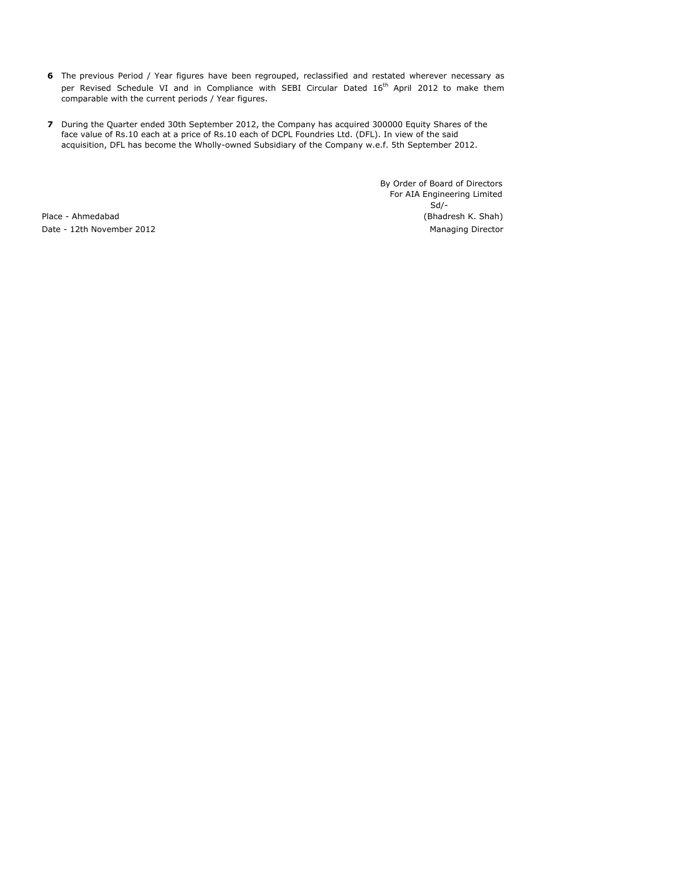**6** The previous Period / Year figures have been regrouped, reclassified and restated wherever necessary as per Revised Schedule VI and in Compliance with SEBI Circular Dated 16th April 2012 to make them comparable with the current periods / Year figures.

**7** During the Quarter ended 30th September 2012, the Company has acquired 300000 Equity Shares of the face value of Rs.10 each at a price of Rs.10 each of DCPL Foundries Ltd. (DFL). In view of the said acquisition, DFL has become the Wholly-owned Subsidiary of the Company w.e.f. 5th September 2012.

By Order of Board of Directors
For AIA Engineering Limited
Sd/-
(Bhadresh K. Shah)
Managing Director

Place - Ahmedabad
Date - 12th November 2012